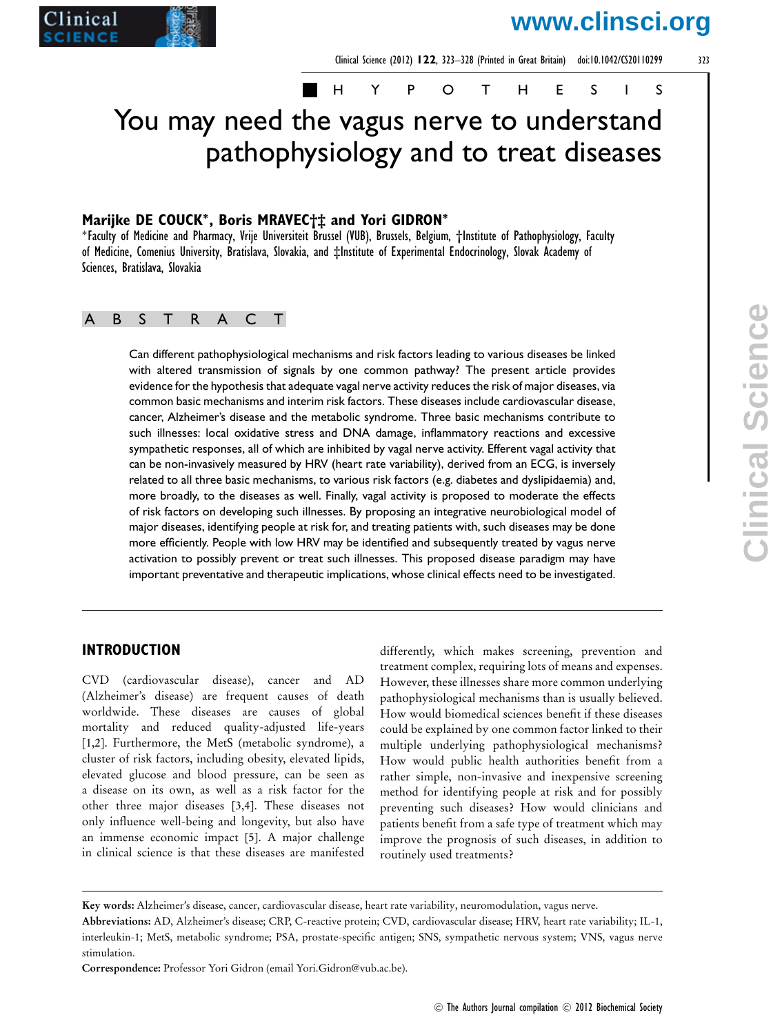HYPOTHESIS

# You may need the vagus nerve to understand pathophysiology and to treat diseases

**Marijke DE COUCK*, Boris MRAVEC†‡ and Yori GIDRON***

*Faculty of Medicine and Pharmacy, Vrije Universiteit Brussel (VUB), Brussels, Belgium, †Institute of Pathophysiology, Faculty of Medicine, Comenius University, Bratislava, Slovakia, and ‡Institute of Experimental Endocrinology, Slovak Academy of Sciences, Bratislava, Slovakia

## ABSTRACT

Can different pathophysiological mechanisms and risk factors leading to various diseases be linked with altered transmission of signals by one common pathway? The present article provides evidence for the hypothesis that adequate vagal nerve activity reduces the risk of major diseases, via common basic mechanisms and interim risk factors. These diseases include cardiovascular disease, cancer, Alzheimer's disease and the metabolic syndrome. Three basic mechanisms contribute to such illnesses: local oxidative stress and DNA damage, inflammatory reactions and excessive sympathetic responses, all of which are inhibited by vagal nerve activity. Efferent vagal activity that can be non-invasively measured by HRV (heart rate variability), derived from an ECG, is inversely related to all three basic mechanisms, to various risk factors (e.g. diabetes and dyslipidaemia) and, more broadly, to the diseases as well. Finally, vagal activity is proposed to moderate the effects of risk factors on developing such illnesses. By proposing an integrative neurobiological model of major diseases, identifying people at risk for, and treating patients with, such diseases may be done more efficiently. People with low HRV may be identified and subsequently treated by vagus nerve activation to possibly prevent or treat such illnesses. This proposed disease paradigm may have important preventative and therapeutic implications, whose clinical effects need to be investigated.

## INTRODUCTION

CVD (cardiovascular disease), cancer and AD (Alzheimer's disease) are frequent causes of death worldwide. These diseases are causes of global mortality and reduced quality-adjusted life-years [1,2]. Furthermore, the MetS (metabolic syndrome), a cluster of risk factors, including obesity, elevated lipids, elevated glucose and blood pressure, can be seen as a disease on its own, as well as a risk factor for the other three major diseases [3,4]. These diseases not only influence well-being and longevity, but also have an immense economic impact [5]. A major challenge in clinical science is that these diseases are manifested differently, which makes screening, prevention and treatment complex, requiring lots of means and expenses. However, these illnesses share more common underlying pathophysiological mechanisms than is usually believed. How would biomedical sciences benefit if these diseases could be explained by one common factor linked to their multiple underlying pathophysiological mechanisms? How would public health authorities benefit from a rather simple, non-invasive and inexpensive screening method for identifying people at risk and for possibly preventing such diseases? How would clinicians and patients benefit from a safe type of treatment which may improve the prognosis of such diseases, in addition to routinely used treatments?

---

**Key words:** Alzheimer's disease, cancer, cardiovascular disease, heart rate variability, neuromodulation, vagus nerve.

**Abbreviations:** AD, Alzheimer's disease; CRP, C-reactive protein; CVD, cardiovascular disease; HRV, heart rate variability; IL-1, interleukin-1; MetS, metabolic syndrome; PSA, prostate-specific antigen; SNS, sympathetic nervous system; VNS, vagus nerve stimulation.

**Correspondence:** Professor Yori Gidron (email Yori.Gidron@vub.ac.be).

© The Authors Journal compilation © 2012 Biochemical Society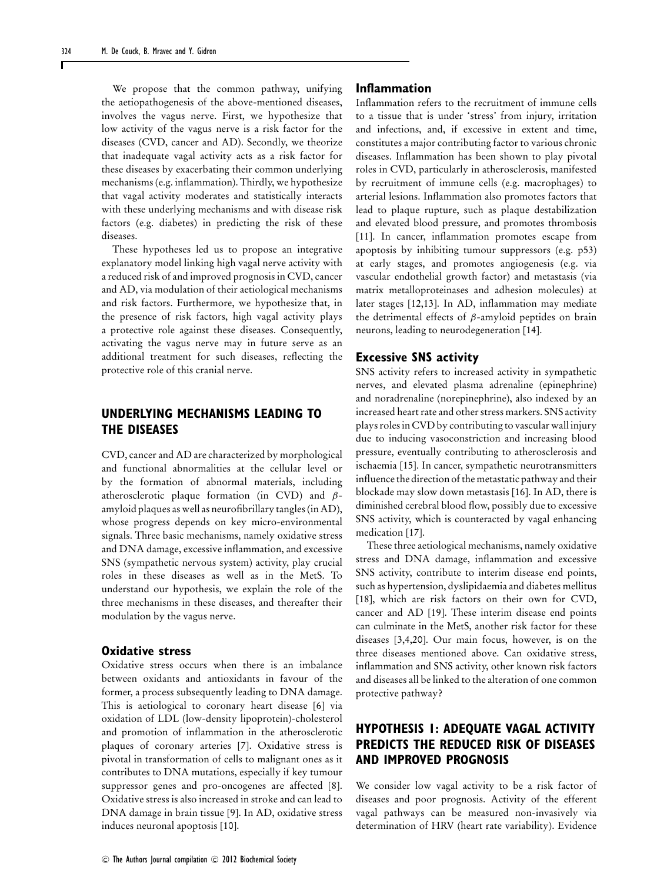We propose that the common pathway, unifying the aetiopathogenesis of the above-mentioned diseases, involves the vagus nerve. First, we hypothesize that low activity of the vagus nerve is a risk factor for the diseases (CVD, cancer and AD). Secondly, we theorize that inadequate vagal activity acts as a risk factor for these diseases by exacerbating their common underlying mechanisms (e.g. inflammation). Thirdly, we hypothesize that vagal activity moderates and statistically interacts with these underlying mechanisms and with disease risk factors (e.g. diabetes) in predicting the risk of these diseases.

These hypotheses led us to propose an integrative explanatory model linking high vagal nerve activity with a reduced risk of and improved prognosis in CVD, cancer and AD, via modulation of their aetiological mechanisms and risk factors. Furthermore, we hypothesize that, in the presence of risk factors, high vagal activity plays a protective role against these diseases. Consequently, activating the vagus nerve may in future serve as an additional treatment for such diseases, reflecting the protective role of this cranial nerve.

## UNDERLYING MECHANISMS LEADING TO THE DISEASES

CVD, cancer and AD are characterized by morphological and functional abnormalities at the cellular level or by the formation of abnormal materials, including atherosclerotic plaque formation (in CVD) and $\beta$-amyloid plaques as well as neurofibrillary tangles (in AD), whose progress depends on key micro-environmental signals. Three basic mechanisms, namely oxidative stress and DNA damage, excessive inflammation, and excessive SNS (sympathetic nervous system) activity, play crucial roles in these diseases as well as in the MetS. To understand our hypothesis, we explain the role of the three mechanisms in these diseases, and thereafter their modulation by the vagus nerve.

### Oxidative stress

Oxidative stress occurs when there is an imbalance between oxidants and antioxidants in favour of the former, a process subsequently leading to DNA damage. This is aetiological to coronary heart disease [6] via oxidation of LDL (low-density lipoprotein)-cholesterol and promotion of inflammation in the atherosclerotic plaques of coronary arteries [7]. Oxidative stress is pivotal in transformation of cells to malignant ones as it contributes to DNA mutations, especially if key tumour suppressor genes and pro-oncogenes are affected [8]. Oxidative stress is also increased in stroke and can lead to DNA damage in brain tissue [9]. In AD, oxidative stress induces neuronal apoptosis [10].

### Inflammation

Inflammation refers to the recruitment of immune cells to a tissue that is under 'stress' from injury, irritation and infections, and, if excessive in extent and time, constitutes a major contributing factor to various chronic diseases. Inflammation has been shown to play pivotal roles in CVD, particularly in atherosclerosis, manifested by recruitment of immune cells (e.g. macrophages) to arterial lesions. Inflammation also promotes factors that lead to plaque rupture, such as plaque destabilization and elevated blood pressure, and promotes thrombosis [11]. In cancer, inflammation promotes escape from apoptosis by inhibiting tumour suppressors (e.g. p53) at early stages, and promotes angiogenesis (e.g. via vascular endothelial growth factor) and metastasis (via matrix metalloproteinases and adhesion molecules) at later stages [12,13]. In AD, inflammation may mediate the detrimental effects of $\beta$-amyloid peptides on brain neurons, leading to neurodegeneration [14].

### Excessive SNS activity

SNS activity refers to increased activity in sympathetic nerves, and elevated plasma adrenaline (epinephrine) and noradrenaline (norepinephrine), also indexed by an increased heart rate and other stress markers. SNS activity plays roles in CVD by contributing to vascular wall injury due to inducing vasoconstriction and increasing blood pressure, eventually contributing to atherosclerosis and ischaemia [15]. In cancer, sympathetic neurotransmitters influence the direction of the metastatic pathway and their blockade may slow down metastasis [16]. In AD, there is diminished cerebral blood flow, possibly due to excessive SNS activity, which is counteracted by vagal enhancing medication [17].

These three aetiological mechanisms, namely oxidative stress and DNA damage, inflammation and excessive SNS activity, contribute to interim disease end points, such as hypertension, dyslipidaemia and diabetes mellitus [18], which are risk factors on their own for CVD, cancer and AD [19]. These interim disease end points can culminate in the MetS, another risk factor for these diseases [3,4,20]. Our main focus, however, is on the three diseases mentioned above. Can oxidative stress, inflammation and SNS activity, other known risk factors and diseases all be linked to the alteration of one common protective pathway?

## HYPOTHESIS 1: ADEQUATE VAGAL ACTIVITY PREDICTS THE REDUCED RISK OF DISEASES AND IMPROVED PROGNOSIS

We consider low vagal activity to be a risk factor of diseases and poor prognosis. Activity of the efferent vagal pathways can be measured non-invasively via determination of HRV (heart rate variability). Evidence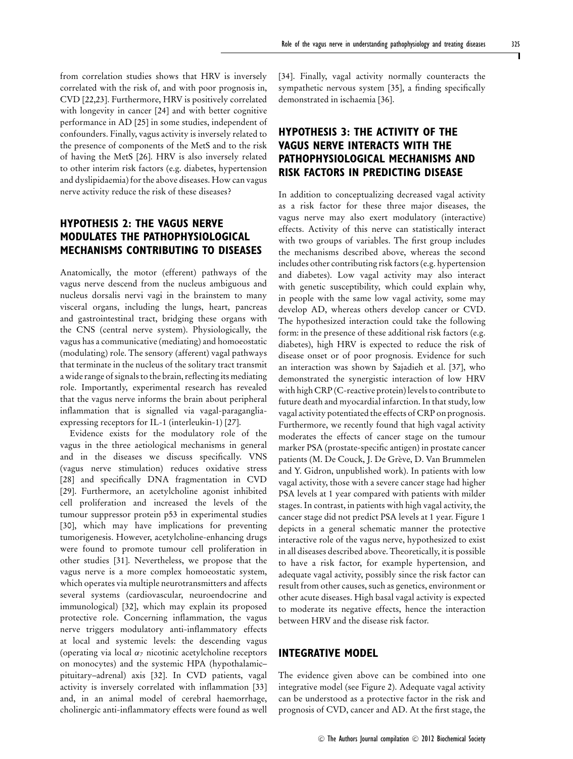from correlation studies shows that HRV is inversely correlated with the risk of, and with poor prognosis in, CVD [22,23]. Furthermore, HRV is positively correlated with longevity in cancer [24] and with better cognitive performance in AD [25] in some studies, independent of confounders. Finally, vagus activity is inversely related to the presence of components of the MetS and to the risk of having the MetS [26]. HRV is also inversely related to other interim risk factors (e.g. diabetes, hypertension and dyslipidaemia) for the above diseases. How can vagus nerve activity reduce the risk of these diseases?

## HYPOTHESIS 2: THE VAGUS NERVE MODULATES THE PATHOPHYSIOLOGICAL MECHANISMS CONTRIBUTING TO DISEASES

Anatomically, the motor (efferent) pathways of the vagus nerve descend from the nucleus ambiguous and nucleus dorsalis nervi vagi in the brainstem to many visceral organs, including the lungs, heart, pancreas and gastrointestinal tract, bridging these organs with the CNS (central nerve system). Physiologically, the vagus has a communicative (mediating) and homoeostatic (modulating) role. The sensory (afferent) vagal pathways that terminate in the nucleus of the solitary tract transmit a wide range of signals to the brain, reflecting its mediating role. Importantly, experimental research has revealed that the vagus nerve informs the brain about peripheral inflammation that is signalled via vagal-paraganglia-expressing receptors for IL-1 (interleukin-1) [27].

Evidence exists for the modulatory role of the vagus in the three aetiological mechanisms in general and in the diseases we discuss specifically. VNS (vagus nerve stimulation) reduces oxidative stress [28] and specifically DNA fragmentation in CVD [29]. Furthermore, an acetylcholine agonist inhibited cell proliferation and increased the levels of the tumour suppressor protein p53 in experimental studies [30], which may have implications for preventing tumorigenesis. However, acetylcholine-enhancing drugs were found to promote tumour cell proliferation in other studies [31]. Nevertheless, we propose that the vagus nerve is a more complex homoeostatic system, which operates via multiple neurotransmitters and affects several systems (cardiovascular, neuroendocrine and immunological) [32], which may explain its proposed protective role. Concerning inflammation, the vagus nerve triggers modulatory anti-inflammatory effects at local and systemic levels: the descending vagus (operating via local $\alpha_7$ nicotinic acetylcholine receptors on monocytes) and the systemic HPA (hypothalamic–pituitary–adrenal) axis [32]. In CVD patients, vagal activity is inversely correlated with inflammation [33] and, in an animal model of cerebral haemorrhage, cholinergic anti-inflammatory effects were found as well [34]. Finally, vagal activity normally counteracts the sympathetic nervous system [35], a finding specifically demonstrated in ischaemia [36].

## HYPOTHESIS 3: THE ACTIVITY OF THE VAGUS NERVE INTERACTS WITH THE PATHOPHYSIOLOGICAL MECHANISMS AND RISK FACTORS IN PREDICTING DISEASE

In addition to conceptualizing decreased vagal activity as a risk factor for these three major diseases, the vagus nerve may also exert modulatory (interactive) effects. Activity of this nerve can statistically interact with two groups of variables. The first group includes the mechanisms described above, whereas the second includes other contributing risk factors (e.g. hypertension and diabetes). Low vagal activity may also interact with genetic susceptibility, which could explain why, in people with the same low vagal activity, some may develop AD, whereas others develop cancer or CVD. The hypothesized interaction could take the following form: in the presence of these additional risk factors (e.g. diabetes), high HRV is expected to reduce the risk of disease onset or of poor prognosis. Evidence for such an interaction was shown by Sajadieh et al. [37], who demonstrated the synergistic interaction of low HRV with high CRP (C-reactive protein) levels to contribute to future death and myocardial infarction. In that study, low vagal activity potentiated the effects of CRP on prognosis. Furthermore, we recently found that high vagal activity moderates the effects of cancer stage on the tumour marker PSA (prostate-specific antigen) in prostate cancer patients (M. De Couck, J. De Grève, D. Van Brummelen and Y. Gidron, unpublished work). In patients with low vagal activity, those with a severe cancer stage had higher PSA levels at 1 year compared with patients with milder stages. In contrast, in patients with high vagal activity, the cancer stage did not predict PSA levels at 1 year. Figure 1 depicts in a general schematic manner the protective interactive role of the vagus nerve, hypothesized to exist in all diseases described above. Theoretically, it is possible to have a risk factor, for example hypertension, and adequate vagal activity, possibly since the risk factor can result from other causes, such as genetics, environment or other acute diseases. High basal vagal activity is expected to moderate its negative effects, hence the interaction between HRV and the disease risk factor.

## INTEGRATIVE MODEL

The evidence given above can be combined into one integrative model (see Figure 2). Adequate vagal activity can be understood as a protective factor in the risk and prognosis of CVD, cancer and AD. At the first stage, the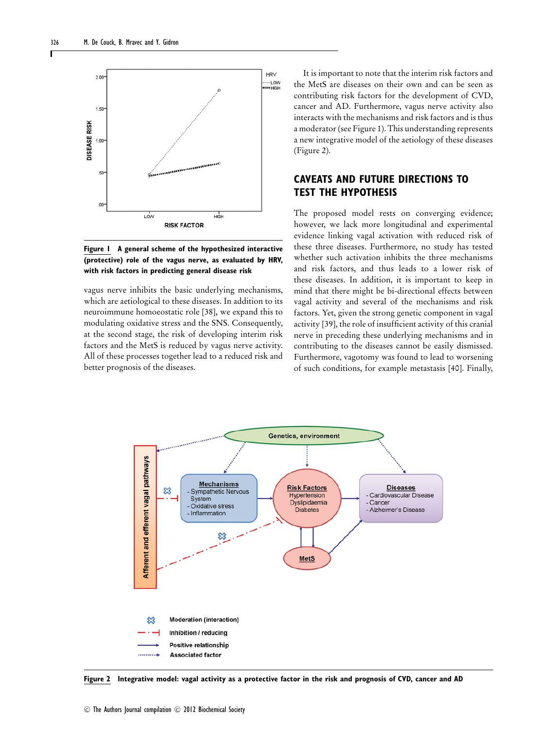Figure 1 A general scheme of the hypothesized interactive (protective) role of the vagus nerve, as evaluated by HRV, with risk factors in predicting general disease risk

vagus nerve inhibits the basic underlying mechanisms, which are aetiological to these diseases. In addition to its neuroimmune homoeostatic role [38], we expand this to modulating oxidative stress and the SNS. Consequently, at the second stage, the risk of developing interim risk factors and the MetS is reduced by vagus nerve activity. All of these processes together lead to a reduced risk and better prognosis of the diseases.

It is important to note that the interim risk factors and the MetS are diseases on their own and can be seen as contributing risk factors for the development of CVD, cancer and AD. Furthermore, vagus nerve activity also interacts with the mechanisms and risk factors and is thus a moderator (see Figure 1). This understanding represents a new integrative model of the aetiology of these diseases (Figure 2).

## CAVEATS AND FUTURE DIRECTIONS TO TEST THE HYPOTHESIS

The proposed model rests on converging evidence; however, we lack more longitudinal and experimental evidence linking vagal activation with reduced risk of these three diseases. Furthermore, no study has tested whether such activation inhibits the three mechanisms and risk factors, and thus leads to a lower risk of these diseases. In addition, it is important to keep in mind that there might be bi-directional effects between vagal activity and several of the mechanisms and risk factors. Yet, given the strong genetic component in vagal activity [39], the role of insufficient activity of this cranial nerve in preceding these underlying mechanisms and in contributing to the diseases cannot be easily dismissed. Furthermore, vagotomy was found to lead to worsening of such conditions, for example metastasis [40]. Finally,

Figure 2 Integrative model: vagal activity as a protective factor in the risk and prognosis of CVD, cancer and AD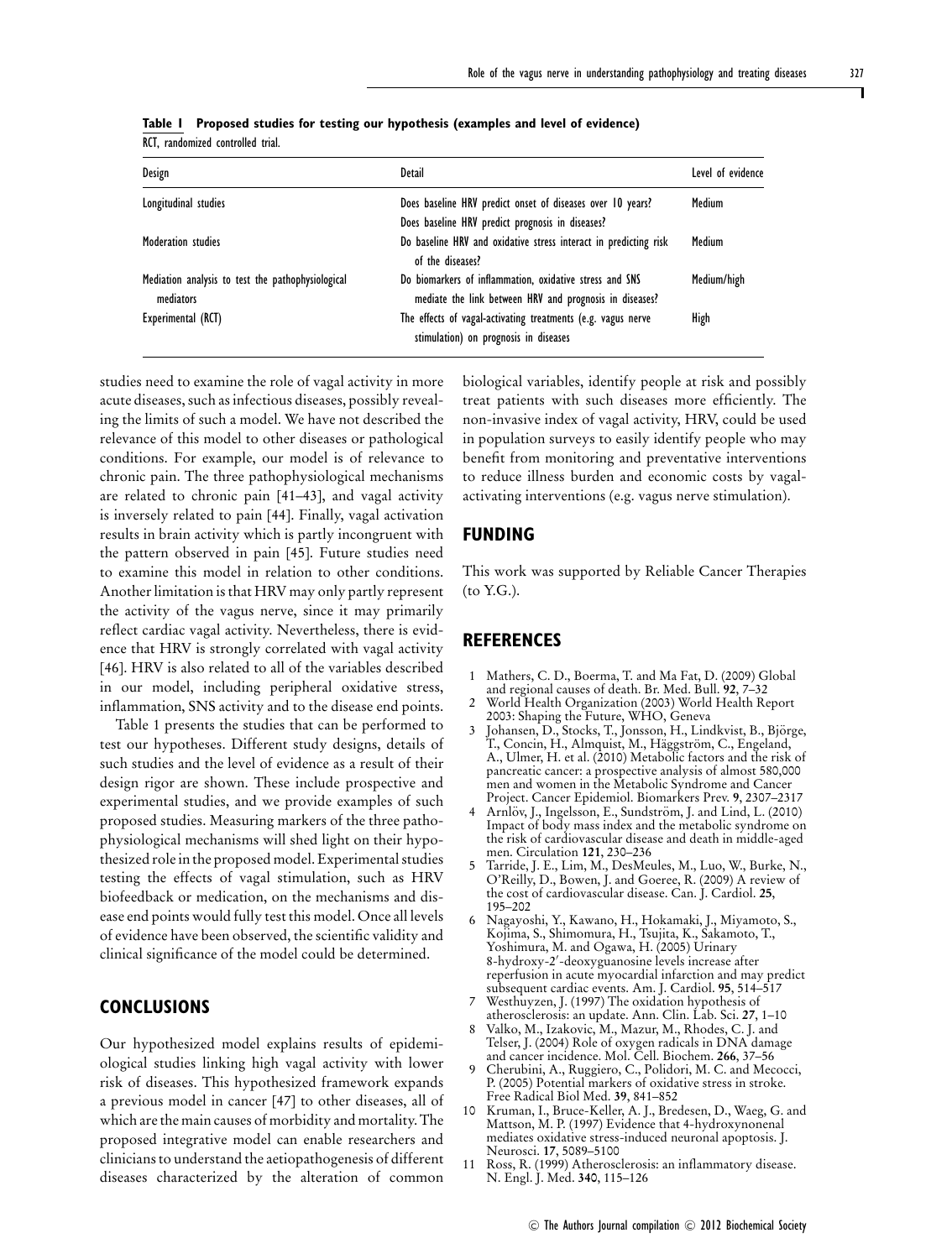**Table 1 Proposed studies for testing our hypothesis (examples and level of evidence)**

RCT, randomized controlled trial.

| Design | Detail | Level of evidence |
|---|---|---|
| Longitudinal studies | Does baseline HRV predict onset of diseases over 10 years? Does baseline HRV predict prognosis in diseases? | Medium |
| Moderation studies | Do baseline HRV and oxidative stress interact in predicting risk of the diseases? | Medium |
| Mediation analysis to test the pathophysiological mediators | Do biomarkers of inflammation, oxidative stress and SNS mediate the link between HRV and prognosis in diseases? | Medium/high |
| Experimental (RCT) | The effects of vagal-activating treatments (e.g. vagus nerve stimulation) on prognosis in diseases | High |

studies need to examine the role of vagal activity in more acute diseases, such as infectious diseases, possibly revealing the limits of such a model. We have not described the relevance of this model to other diseases or pathological conditions. For example, our model is of relevance to chronic pain. The three pathophysiological mechanisms are related to chronic pain [41–43], and vagal activity is inversely related to pain [44]. Finally, vagal activation results in brain activity which is partly incongruent with the pattern observed in pain [45]. Future studies need to examine this model in relation to other conditions. Another limitation is that HRV may only partly represent the activity of the vagus nerve, since it may primarily reflect cardiac vagal activity. Nevertheless, there is evidence that HRV is strongly correlated with vagal activity [46]. HRV is also related to all of the variables described in our model, including peripheral oxidative stress, inflammation, SNS activity and to the disease end points.

Table 1 presents the studies that can be performed to test our hypotheses. Different study designs, details of such studies and the level of evidence as a result of their design rigor are shown. These include prospective and experimental studies, and we provide examples of such proposed studies. Measuring markers of the three pathophysiological mechanisms will shed light on their hypothesized role in the proposed model. Experimental studies testing the effects of vagal stimulation, such as HRV biofeedback or medication, on the mechanisms and disease end points would fully test this model. Once all levels of evidence have been observed, the scientific validity and clinical significance of the model could be determined.

## CONCLUSIONS

Our hypothesized model explains results of epidemiological studies linking high vagal activity with lower risk of diseases. This hypothesized framework expands a previous model in cancer [47] to other diseases, all of which are the main causes of morbidity and mortality. The proposed integrative model can enable researchers and clinicians to understand the aetiopathogenesis of different diseases characterized by the alteration of common biological variables, identify people at risk and possibly treat patients with such diseases more efficiently. The non-invasive index of vagal activity, HRV, could be used in population surveys to easily identify people who may benefit from monitoring and preventative interventions to reduce illness burden and economic costs by vagal-activating interventions (e.g. vagus nerve stimulation).

## FUNDING

This work was supported by Reliable Cancer Therapies (to Y.G.).

## REFERENCES

1. Mathers, C. D., Boerma, T. and Ma Fat, D. (2009) Global and regional causes of death. Br. Med. Bull. **92**, 7–32
2. World Health Organization (2003) World Health Report 2003: Shaping the Future, WHO, Geneva
3. Johansen, D., Stocks, T., Jonsson, H., Lindkvist, B., Björge, T., Concin, H., Almquist, M., Häggström, C., Engeland, A., Ulmer, H. et al. (2010) Metabolic factors and the risk of pancreatic cancer: a prospective analysis of almost 580,000 men and women in the Metabolic Syndrome and Cancer Project. Cancer Epidemiol. Biomarkers Prev. **9**, 2307–2317
4. Arnlöv, J., Ingelsson, E., Sundström, J. and Lind, L. (2010) Impact of body mass index and the metabolic syndrome on the risk of cardiovascular disease and death in middle-aged men. Circulation **121**, 230–236
5. Tarride, J. E., Lim, M., DesMeules, M., Luo, W., Burke, N., O'Reilly, D., Bowen, J. and Goeree, R. (2009) A review of the cost of cardiovascular disease. Can. J. Cardiol. **25**, 195–202
6. Nagayoshi, Y., Kawano, H., Hokamaki, J., Miyamoto, S., Kojima, S., Shimomura, H., Tsujita, K., Sakamoto, T., Yoshimura, M. and Ogawa, H. (2005) Urinary 8-hydroxy-2′-deoxyguanosine levels increase after reperfusion in acute myocardial infarction and may predict subsequent cardiac events. Am. J. Cardiol. **95**, 514–517
7. Westhuyzen, J. (1997) The oxidation hypothesis of atherosclerosis: an update. Ann. Clin. Lab. Sci. **27**, 1–10
8. Valko, M., Izakovic, M., Mazur, M., Rhodes, C. J. and Telser, J. (2004) Role of oxygen radicals in DNA damage and cancer incidence. Mol. Cell. Biochem. **266**, 37–56
9. Cherubini, A., Ruggiero, C., Polidori, M. C. and Mecocci, P. (2005) Potential markers of oxidative stress in stroke. Free Radical Biol Med. **39**, 841–852
10. Kruman, I., Bruce-Keller, A. J., Bredesen, D., Waeg, G. and Mattson, M. P. (1997) Evidence that 4-hydroxynonenal mediates oxidative stress-induced neuronal apoptosis. J. Neurosci. **17**, 5089–5100
11. Ross, R. (1999) Atherosclerosis: an inflammatory disease. N. Engl. J. Med. **340**, 115–126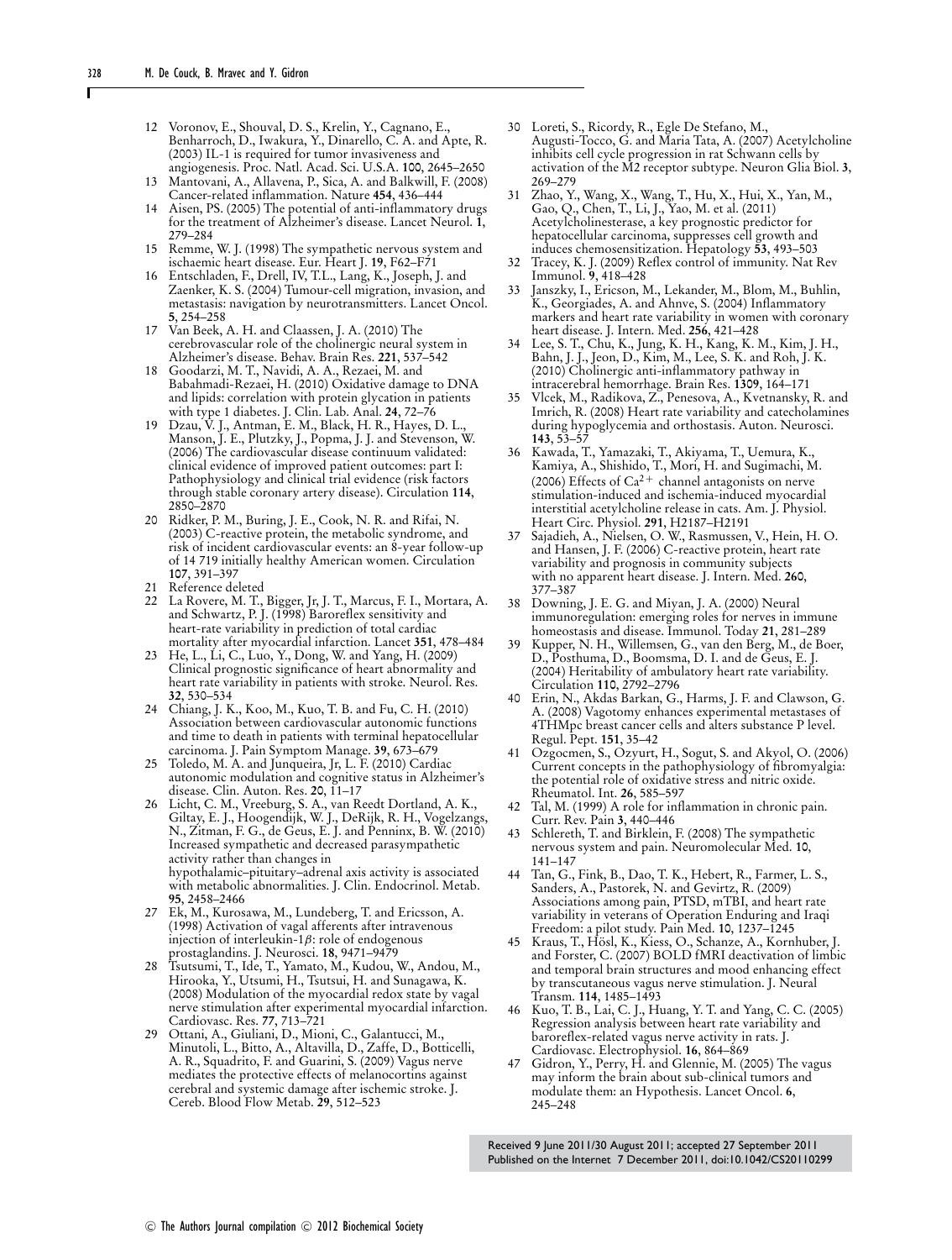12 Voronov, E., Shouval, D. S., Krelin, Y., Cagnano, E., Benharroch, D., Iwakura, Y., Dinarello, C. A. and Apte, R. (2003) IL-1 is required for tumor invasiveness and angiogenesis. Proc. Natl. Acad. Sci. U.S.A. **100**, 2645–2650

13 Mantovani, A., Allavena, P., Sica, A. and Balkwill, F. (2008) Cancer-related inflammation. Nature **454**, 436–444

14 Aisen, PS. (2005) The potential of anti-inflammatory drugs for the treatment of Alzheimer's disease. Lancet Neurol. **1**, 279–284

15 Remme, W. J. (1998) The sympathetic nervous system and ischaemic heart disease. Eur. Heart J. **19**, F62–F71

16 Entschladen, F., Drell, IV, T.L., Lang, K., Joseph, J. and Zaenker, K. S. (2004) Tumour-cell migration, invasion, and metastasis: navigation by neurotransmitters. Lancet Oncol. **5**, 254–258

17 Van Beek, A. H. and Claassen, J. A. (2010) The cerebrovascular role of the cholinergic neural system in Alzheimer's disease. Behav. Brain Res. **221**, 537–542

18 Goodarzi, M. T., Navidi, A. A., Rezaei, M. and Babahmadi-Rezaei, H. (2010) Oxidative damage to DNA and lipids: correlation with protein glycation in patients with type 1 diabetes. J. Clin. Lab. Anal. **24**, 72–76

19 Dzau, V. J., Antman, E. M., Black, H. R., Hayes, D. L., Manson, J. E., Plutzky, J., Popma, J. J. and Stevenson, W. (2006) The cardiovascular disease continuum validated: clinical evidence of improved patient outcomes: part I: Pathophysiology and clinical trial evidence (risk factors through stable coronary artery disease). Circulation **114**, 2850–2870

20 Ridker, P. M., Buring, J. E., Cook, N. R. and Rifai, N. (2003) C-reactive protein, the metabolic syndrome, and risk of incident cardiovascular events: an 8-year follow-up of 14 719 initially healthy American women. Circulation **107**, 391–397

21 Reference deleted

22 La Rovere, M. T., Bigger, Jr, J. T., Marcus, F. I., Mortara, A. and Schwartz, P. J. (1998) Baroreflex sensitivity and heart-rate variability in prediction of total cardiac mortality after myocardial infarction. Lancet **351**, 478–484

23 He, L., Li, C., Luo, Y., Dong, W. and Yang, H. (2009) Clinical prognostic significance of heart abnormality and heart rate variability in patients with stroke. Neurol. Res. **32**, 530–534

24 Chiang, J. K., Koo, M., Kuo, T. B. and Fu, C. H. (2010) Association between cardiovascular autonomic functions and time to death in patients with terminal hepatocellular carcinoma. J. Pain Symptom Manage. **39**, 673–679

25 Toledo, M. A. and Junqueira, Jr, L. F. (2010) Cardiac autonomic modulation and cognitive status in Alzheimer's disease. Clin. Auton. Res. **20**, 11–17

26 Licht, C. M., Vreeburg, S. A., van Reedt Dortland, A. K., Giltay, E. J., Hoogendijk, W. J., DeRijk, R. H., Vogelzangs, N., Zitman, F. G., de Geus, E. J. and Penninx, B. W. (2010) Increased sympathetic and decreased parasympathetic activity rather than changes in hypothalamic–pituitary–adrenal axis activity is associated with metabolic abnormalities. J. Clin. Endocrinol. Metab. **95**, 2458–2466

27 Ek, M., Kurosawa, M., Lundeberg, T. and Ericsson, A. (1998) Activation of vagal afferents after intravenous injection of interleukin-1$\beta$: role of endogenous prostaglandins. J. Neurosci. **18**, 9471–9479

28 Tsutsumi, T., Ide, T., Yamato, M., Kudou, W., Andou, M., Hirooka, Y., Utsumi, H., Tsutsui, H. and Sunagawa, K. (2008) Modulation of the myocardial redox state by vagal nerve stimulation after experimental myocardial infarction. Cardiovasc. Res. **77**, 713–721

29 Ottani, A., Giuliani, D., Mioni, C., Galantucci, M., Minutoli, L., Bitto, A., Altavilla, D., Zaffe, D., Botticelli, A. R., Squadrito, F. and Guarini, S. (2009) Vagus nerve mediates the protective effects of melanocortins against cerebral and systemic damage after ischemic stroke. J. Cereb. Blood Flow Metab. **29**, 512–523

30 Loreti, S., Ricordy, R., Egle De Stefano, M., Augusti-Tocco, G. and Maria Tata, A. (2007) Acetylcholine inhibits cell cycle progression in rat Schwann cells by activation of the M2 receptor subtype. Neuron Glia Biol. **3**, 269–279

31 Zhao, Y., Wang, X., Wang, T., Hu, X., Hui, X., Yan, M., Gao, Q., Chen, T., Li, J., Yao, M. et al. (2011) Acetylcholinesterase, a key prognostic predictor for hepatocellular carcinoma, suppresses cell growth and induces chemosensitization. Hepatology **53**, 493–503

32 Tracey, K. J. (2009) Reflex control of immunity. Nat Rev Immunol. **9**, 418–428

33 Janszky, I., Ericson, M., Lekander, M., Blom, M., Buhlin, K., Georgiades, A. and Ahnve, S. (2004) Inflammatory markers and heart rate variability in women with coronary heart disease. J. Intern. Med. **256**, 421–428

34 Lee, S. T., Chu, K., Jung, K. H., Kang, K. M., Kim, J. H., Bahn, J. J., Jeon, D., Kim, M., Lee, S. K. and Roh, J. K. (2010) Cholinergic anti-inflammatory pathway in intracerebral hemorrhage. Brain Res. **1309**, 164–171

35 Vlcek, M., Radikova, Z., Penesova, A., Kvetnansky, R. and Imrich, R. (2008) Heart rate variability and catecholamines during hypoglycemia and orthostasis. Auton. Neurosci. **143**, 53–57

36 Kawada, T., Yamazaki, T., Akiyama, T., Uemura, K., Kamiya, A., Shishido, T., Mori, H. and Sugimachi, M. (2006) Effects of $Ca^{2+}$ channel antagonists on nerve stimulation-induced and ischemia-induced myocardial interstitial acetylcholine release in cats. Am. J. Physiol. Heart Circ. Physiol. **291**, H2187–H2191

37 Sajadieh, A., Nielsen, O. W., Rasmussen, V., Hein, H. O. and Hansen, J. F. (2006) C-reactive protein, heart rate variability and prognosis in community subjects with no apparent heart disease. J. Intern. Med. **260**, 377–387

38 Downing, J. E. G. and Miyan, J. A. (2000) Neural immunoregulation: emerging roles for nerves in immune homeostasis and disease. Immunol. Today **21**, 281–289

39 Kupper, N. H., Willemsen, G., van den Berg, M., de Boer, D., Posthuma, D., Boomsma, D. I. and de Geus, E. J. (2004) Heritability of ambulatory heart rate variability. Circulation **110**, 2792–2796

40 Erin, N., Akdas Barkan, G., Harms, J. F. and Clawson, G. A. (2008) Vagotomy enhances experimental metastases of 4THMpc breast cancer cells and alters substance P level. Regul. Pept. **151**, 35–42

41 Ozgocmen, S., Ozyurt, H., Sogut, S. and Akyol, O. (2006) Current concepts in the pathophysiology of fibromyalgia: the potential role of oxidative stress and nitric oxide. Rheumatol. Int. **26**, 585–597

42 Tal, M. (1999) A role for inflammation in chronic pain. Curr. Rev. Pain **3**, 440–446

43 Schlereth, T. and Birklein, F. (2008) The sympathetic nervous system and pain. Neuromolecular Med. **10**, 141–147

44 Tan, G., Fink, B., Dao, T. K., Hebert, R., Farmer, L. S., Sanders, A., Pastorek, N. and Gevirtz, R. (2009) Associations among pain, PTSD, mTBI, and heart rate variability in veterans of Operation Enduring and Iraqi Freedom: a pilot study. Pain Med. **10**, 1237–1245

45 Kraus, T., Hösl, K., Kiess, O., Schanze, A., Kornhuber, J. and Forster, C. (2007) BOLD fMRI deactivation of limbic and temporal brain structures and mood enhancing effect by transcutaneous vagus nerve stimulation. J. Neural Transm. **114**, 1485–1493

46 Kuo, T. B., Lai, C. J., Huang, Y. T. and Yang, C. C. (2005) Regression analysis between heart rate variability and baroreflex-related vagus nerve activity in rats. J. Cardiovasc. Electrophysiol. **16**, 864–869

47 Gidron, Y., Perry, H. and Glennie, M. (2005) The vagus may inform the brain about sub-clinical tumors and modulate them: an Hypothesis. Lancet Oncol. **6**, 245–248

Received 9 June 2011/30 August 2011; accepted 27 September 2011
Published on the Internet 7 December 2011, doi:10.1042/CS20110299